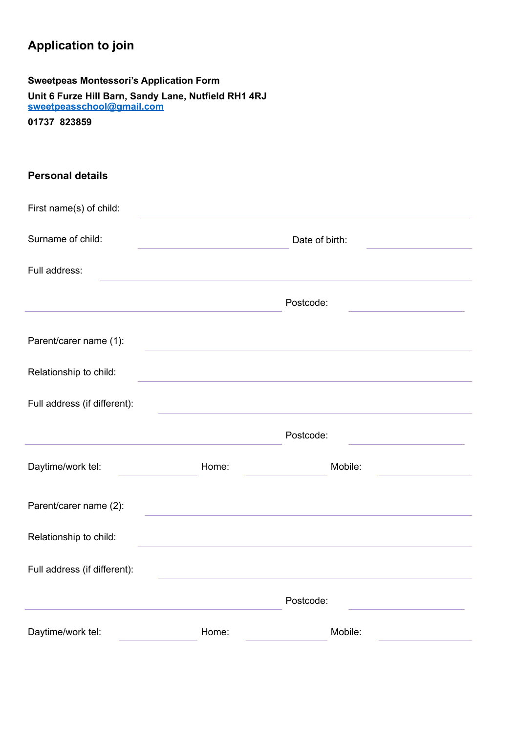# Application to join

**Sweetpeas Montessori's Application Form**

**Unit 6 Furze Hill Barn, Sandy Lane, Nutfield RH1 4RJ**
**sweetpeasschool@gmail.com**

**01737  823859**

## Personal details

First name(s) of child: ______________________________

Surname of child: ______________________ Date of birth: ______________

Full address: ______________________________

______________________________ Postcode: ______________

Parent/carer name (1): ______________________________

Relationship to child: ______________________________

Full address (if different): ______________________________

______________________________ Postcode: ______________

Daytime/work tel: ______________ Home: ______________ Mobile: ______________

Parent/carer name (2): ______________________________

Relationship to child: ______________________________

Full address (if different): ______________________________

______________________________ Postcode: ______________

Daytime/work tel: ______________ Home: ______________ Mobile: ______________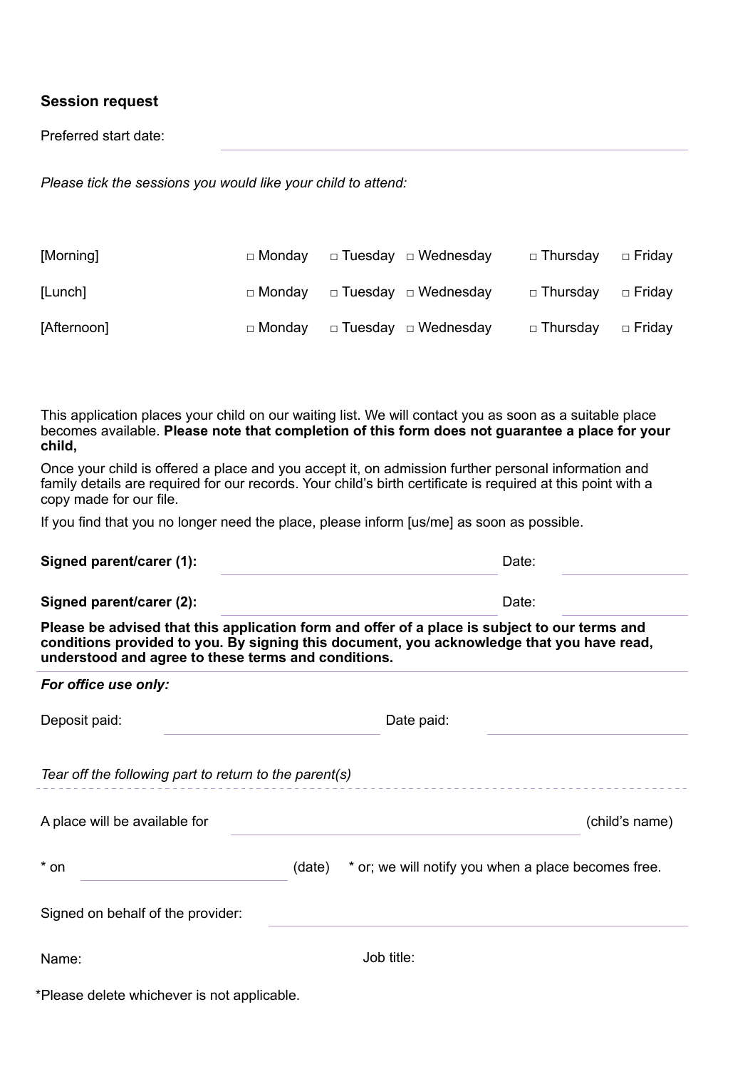**Session request**

Preferred start date: \_\_\_\_\_\_\_\_\_\_\_\_\_\_\_\_\_\_\_\_

*Please tick the sessions you would like your child to attend:*

| | | | | | |
|---|---|---|---|---|---|
| [Morning] | □ Monday | □ Tuesday | □ Wednesday | □ Thursday | □ Friday |
| [Lunch] | □ Monday | □ Tuesday | □ Wednesday | □ Thursday | □ Friday |
| [Afternoon] | □ Monday | □ Tuesday | □ Wednesday | □ Thursday | □ Friday |

This application places your child on our waiting list. We will contact you as soon as a suitable place becomes available. **Please note that completion of this form does not guarantee a place for your child,**

Once your child is offered a place and you accept it, on admission further personal information and family details are required for our records. Your child's birth certificate is required at this point with a copy made for our file.

If you find that you no longer need the place, please inform [us/me] as soon as possible.

**Signed parent/carer (1):** \_\_\_\_\_\_\_\_\_\_\_\_\_\_\_\_\_\_\_\_ Date: \_\_\_\_\_\_\_\_\_\_

**Signed parent/carer (2):** \_\_\_\_\_\_\_\_\_\_\_\_\_\_\_\_\_\_\_\_ Date: \_\_\_\_\_\_\_\_\_\_

**Please be advised that this application form and offer of a place is subject to our terms and conditions provided to you. By signing this document, you acknowledge that you have read, understood and agree to these terms and conditions.**

***For office use only:***

Deposit paid: \_\_\_\_\_\_\_\_\_\_\_\_\_\_\_\_\_\_\_\_ Date paid: \_\_\_\_\_\_\_\_\_\_\_\_\_\_\_\_\_\_\_\_

*Tear off the following part to return to the parent(s)*

---

A place will be available for \_\_\_\_\_\_\_\_\_\_\_\_\_\_\_\_\_\_\_\_ (child's name)

* on \_\_\_\_\_\_\_\_\_\_\_\_\_\_\_\_\_\_\_\_ (date) * or; we will notify you when a place becomes free.

Signed on behalf of the provider: \_\_\_\_\_\_\_\_\_\_\_\_\_\_\_\_\_\_\_\_

Name: Job title:

*Please delete whichever is not applicable.